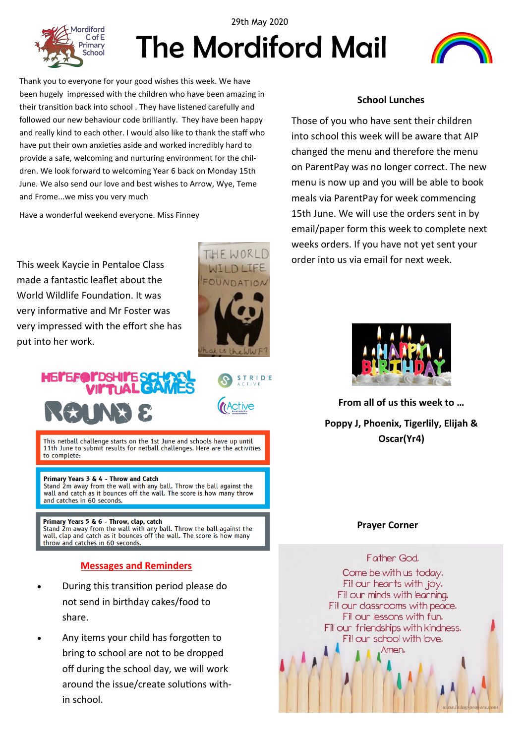29th May 2020

# The Mordiford Mail

Mordiford C of E Primary School

Thank you to everyone for your good wishes this week. We have been hugely impressed with the children who have been amazing in their transition back into school . They have listened carefully and followed our new behaviour code brilliantly. They have been happy and really kind to each other. I would also like to thank the staff who have put their own anxieties aside and worked incredibly hard to provide a safe, welcoming and nurturing environment for the children. We look forward to welcoming Year 6 back on Monday 15th June. We also send our love and best wishes to Arrow, Wye, Teme and Frome...we miss you very much

Have a wonderful weekend everyone. Miss Finney

This week Kaycie in Pentaloe Class made a fantastic leaflet about the World Wildlife Foundation. It was very informative and Mr Foster was very impressed with the effort she has put into her work.

THE WORLD WILD LIFE FOUNDATION

What is the WWF?

## Herefordshire School Virtual Games Round 8

STRIDE ACTIVE

Active

This netball challenge starts on the 1st June and schools have up until 11th June to submit results for netball challenges. Here are the activities to complete:

**Primary Years 3 & 4 - Throw and Catch**
Stand 2m away from the wall with any ball. Throw the ball against the wall and catch as it bounces off the wall. The score is how many throw and catches in 60 seconds.

**Primary Years 5 & 6 - Throw, clap, catch**
Stand 2m away from the wall with any ball. Throw the ball against the wall, clap and catch as it bounces off the wall. The score is how many throw and catches in 60 seconds.

## Messages and Reminders

- During this transition period please do not send in birthday cakes/food to share.
- Any items your child has forgotten to bring to school are not to be dropped off during the school day, we will work around the issue/create solutions within school.

## School Lunches

Those of you who have sent their children into school this week will be aware that AIP changed the menu and therefore the menu on ParentPay was no longer correct. The new menu is now up and you will be able to book meals via ParentPay for week commencing 15th June. We will use the orders sent in by email/paper form this week to complete next weeks orders. If you have not yet sent your order into us via email for next week.

HAPPY BIRTHDAY

**From all of us this week to …**

**Poppy J, Phoenix, Tigerlily, Elijah & Oscar(Yr4)**

## Prayer Corner

Father God,
Come be with us today.
Fill our hearts with joy.
Fill our minds with learning.
Fill our classrooms with peace.
Fill our lessons with fun.
Fill our friendships with kindness.
Fill our school with love.
Amen.

www.living-prayers.com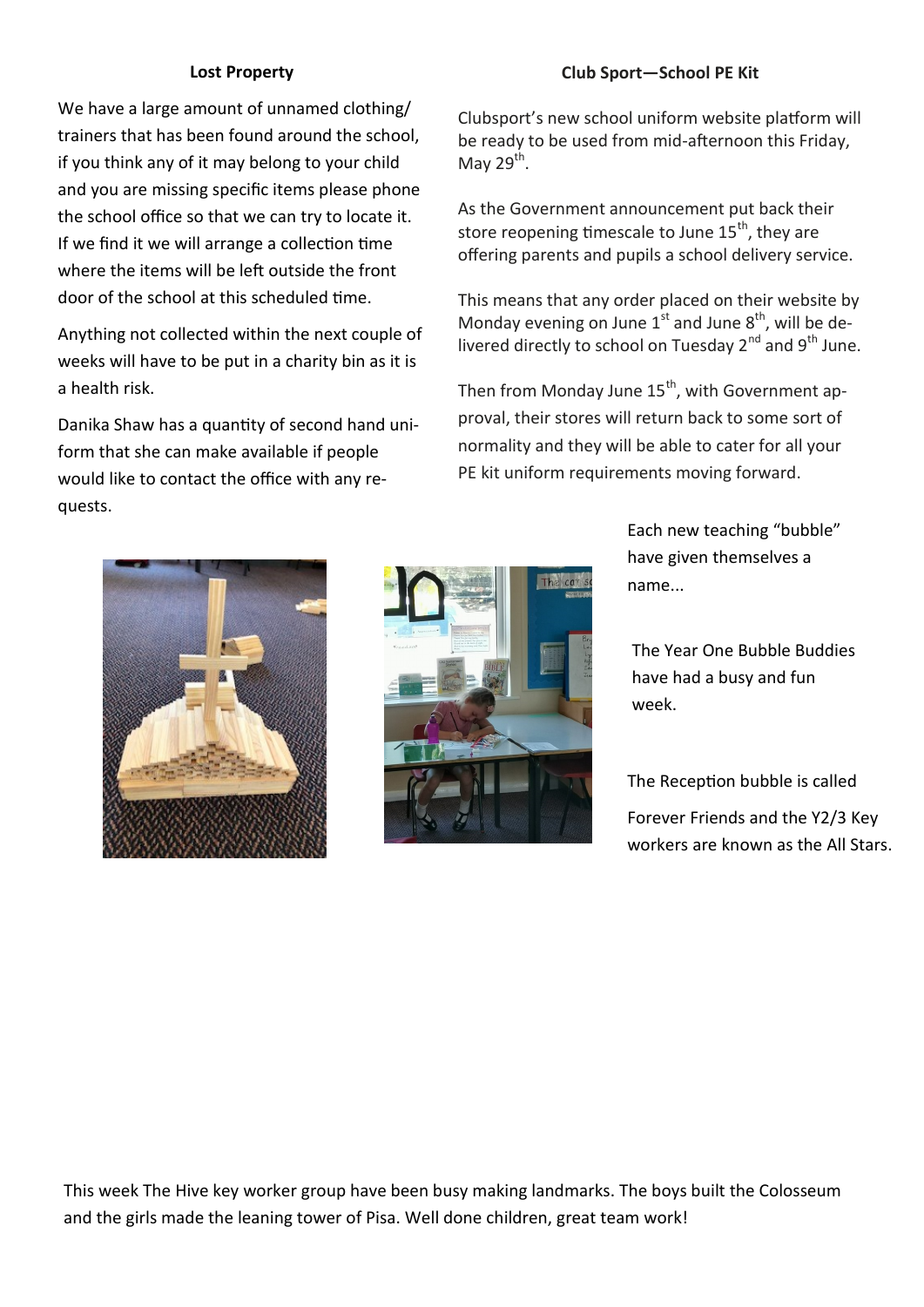## Lost Property

We have a large amount of unnamed clothing/ trainers that has been found around the school, if you think any of it may belong to your child and you are missing specific items please phone the school office so that we can try to locate it. If we find it we will arrange a collection time where the items will be left outside the front door of the school at this scheduled time.

Anything not collected within the next couple of weeks will have to be put in a charity bin as it is a health risk.

Danika Shaw has a quantity of second hand uniform that she can make available if people would like to contact the office with any requests.

## Club Sport—School PE Kit

Clubsport's new school uniform website platform will be ready to be used from mid-afternoon this Friday, May 29th.

As the Government announcement put back their store reopening timescale to June 15th, they are offering parents and pupils a school delivery service.

This means that any order placed on their website by Monday evening on June 1st and June 8th, will be delivered directly to school on Tuesday 2nd and 9th June.

Then from Monday June 15th, with Government approval, their stores will return back to some sort of normality and they will be able to cater for all your PE kit uniform requirements moving forward.

Each new teaching "bubble" have given themselves a name...

The Year One Bubble Buddies have had a busy and fun week.

The Reception bubble is called

Forever Friends and the Y2/3 Key workers are known as the All Stars.

This week The Hive key worker group have been busy making landmarks. The boys built the Colosseum and the girls made the leaning tower of Pisa. Well done children, great team work!